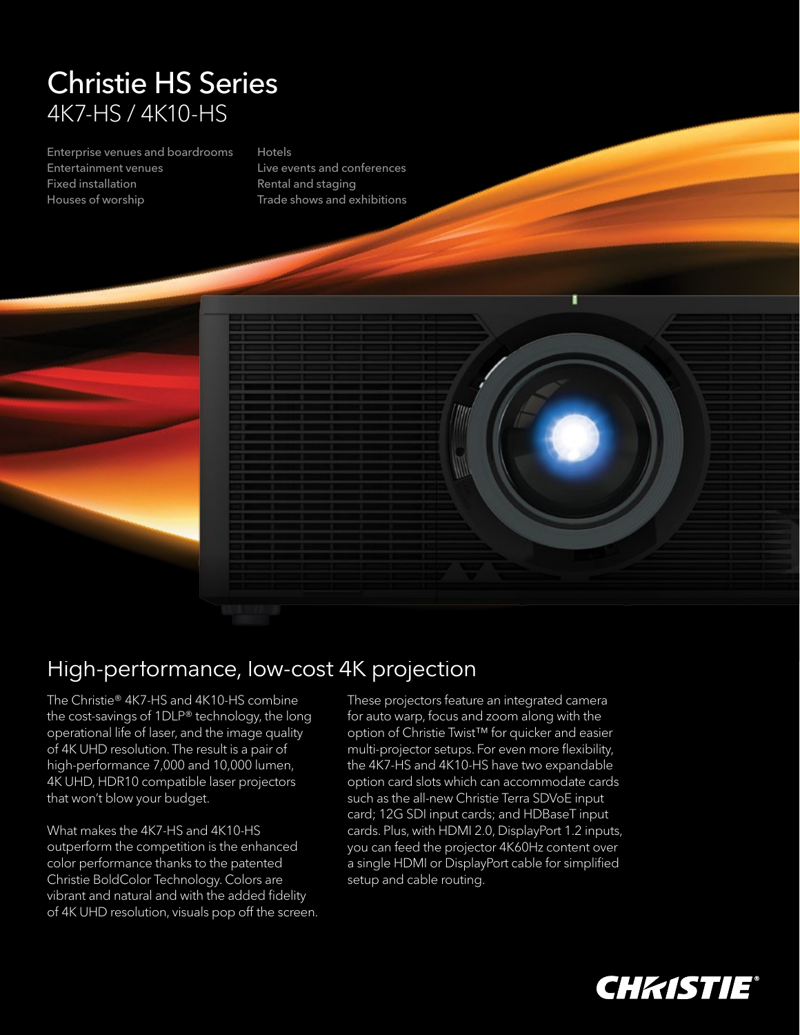# Christie HS Series

4K7-HS / 4K10-HS

Enterprise venues and boardrooms
Entertainment venues
Fixed installation
Houses of worship
Hotels
Live events and conferences
Rental and staging
Trade shows and exhibitions

## High-performance, low-cost 4K projection

The Christie® 4K7-HS and 4K10-HS combine the cost-savings of 1DLP® technology, the long operational life of laser, and the image quality of 4K UHD resolution. The result is a pair of high-performance 7,000 and 10,000 lumen, 4K UHD, HDR10 compatible laser projectors that won't blow your budget.

What makes the 4K7-HS and 4K10-HS outperform the competition is the enhanced color performance thanks to the patented Christie BoldColor Technology. Colors are vibrant and natural and with the added fidelity of 4K UHD resolution, visuals pop off the screen.

These projectors feature an integrated camera for auto warp, focus and zoom along with the option of Christie Twist™ for quicker and easier multi-projector setups. For even more flexibility, the 4K7-HS and 4K10-HS have two expandable option card slots which can accommodate cards such as the all-new Christie Terra SDVoE input card; 12G SDI input cards; and HDBaseT input cards. Plus, with HDMI 2.0, DisplayPort 1.2 inputs, you can feed the projector 4K60Hz content over a single HDMI or DisplayPort cable for simplified setup and cable routing.

CHRISTIE®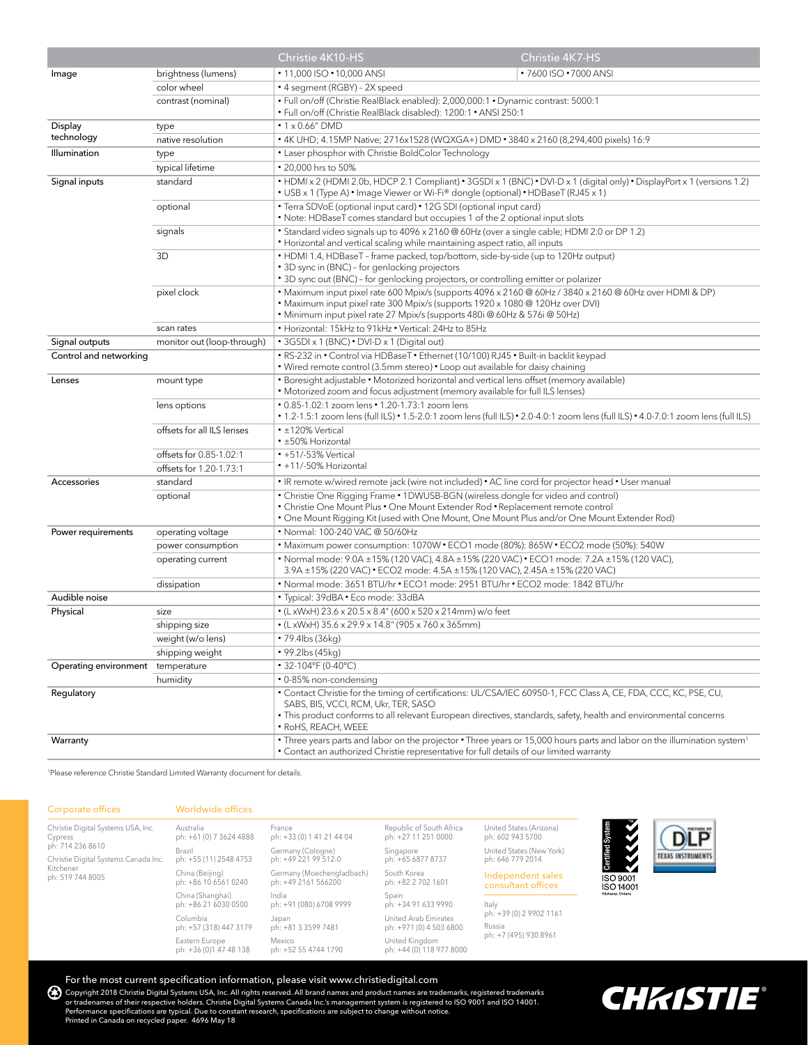| | | Christie 4K10-HS | Christie 4K7-HS |
|---|---|---|---|
| Image | brightness (lumens) | • 11,000 ISO • 10,000 ANSI | • 7600 ISO • 7000 ANSI |
| | color wheel | • 4 segment (RGBY) – 2X speed | |
| | contrast (nominal) | • Full on/off (Christie RealBlack enabled): 2,000,000:1 • Dynamic contrast: 5000:1<br>• Full on/off (Christie RealBlack disabled): 1200:1 • ANSI 250:1 | |
| Display technology | type | • 1 x 0.66" DMD | |
| | native resolution | • 4K UHD; 4.15MP Native; 2716x1528 (WQXGA+) DMD • 3840 x 2160 (8,294,400 pixels) 16:9 | |
| Illumination | type | • Laser phosphor with Christie BoldColor Technology | |
| | typical lifetime | • 20,000 hrs to 50% | |
| Signal inputs | standard | • HDMI x 2 (HDMI 2.0b, HDCP 2.1 Compliant) • 3GSDI x 1 (BNC) • DVI-D x 1 (digital only) • DisplayPort x 1 (versions 1.2)<br>• USB x 1 (Type A) • Image Viewer or Wi-Fi® dongle (optional) • HDBaseT (RJ45 x 1) | |
| | optional | • Terra SDVoE (optional input card) • 12G SDI (optional input card)<br>• Note: HDBaseT comes standard but occupies 1 of the 2 optional input slots | |
| | signals | • Standard video signals up to 4096 x 2160 @ 60Hz (over a single cable; HDMI 2.0 or DP 1.2)<br>• Horizontal and vertical scaling while maintaining aspect ratio, all inputs | |
| | 3D | • HDMI 1.4, HDBaseT – frame packed, top/bottom, side-by-side (up to 120Hz output)<br>• 3D sync in (BNC) – for genlocking projectors<br>• 3D sync out (BNC) – for genlocking projectors, or controlling emitter or polarizer | |
| | pixel clock | • Maximum input pixel rate 600 Mpix/s (supports 4096 x 2160 @ 60Hz / 3840 x 2160 @ 60Hz over HDMI & DP)<br>• Maximum input pixel rate 300 Mpix/s (supports 1920 x 1080 @ 120Hz over DVI)<br>• Minimum input pixel rate 27 Mpix/s (supports 480i @ 60Hz & 576i @ 50Hz) | |
| | scan rates | • Horizontal: 15kHz to 91kHz • Vertical: 24Hz to 85Hz | |
| Signal outputs | monitor out (loop-through) | • 3GSDI x 1 (BNC) • DVI-D x 1 (Digital out) | |
| Control and networking | | • RS-232 in • Control via HDBaseT • Ethernet (10/100) RJ45 • Built-in backlit keypad<br>• Wired remote control (3.5mm stereo) • Loop out available for daisy chaining | |
| Lenses | mount type | • Boresight adjustable • Motorized horizontal and vertical lens offset (memory available)<br>• Motorized zoom and focus adjustment (memory available for full ILS lenses) | |
| | lens options | • 0.85-1.02:1 zoom lens • 1.20-1.73:1 zoom lens<br>• 1.2-1.5:1 zoom lens (full ILS) • 1.5-2.0:1 zoom lens (full ILS) • 2.0-4.0:1 zoom lens (full ILS) • 4.0-7.0:1 zoom lens (full ILS) | |
| | offsets for all ILS lenses | • ±120% Vertical<br>• ±50% Horizontal | |
| | offsets for 0.85-1.02:1<br>offsets for 1.20-1.73:1 | • +51/-53% Vertical<br>• +11/-50% Horizontal | |
| Accessories | standard | • IR remote w/wired remote jack (wire not included) • AC line cord for projector head • User manual | |
| | optional | • Christie One Rigging Frame • 1DWUSB-BGN (wireless dongle for video and control)<br>• Christie One Mount Plus • One Mount Extender Rod • Replacement remote control<br>• One Mount Rigging Kit (used with One Mount, One Mount Plus and/or One Mount Extender Rod) | |
| Power requirements | operating voltage | • Normal: 100-240 VAC @ 50/60Hz | |
| | power consumption | • Maximum power consumption: 1070W • ECO1 mode (80%): 865W • ECO2 mode (50%): 540W | |
| | operating current | • Normal mode: 9.0A ±15% (120 VAC), 4.8A ±15% (220 VAC) • ECO1 mode: 7.2A ±15% (120 VAC),<br>3.9A ±15% (220 VAC) • ECO2 mode: 4.5A ±15% (120 VAC), 2.45A ±15% (220 VAC) | |
| | dissipation | • Normal mode: 3651 BTU/hr • ECO1 mode: 2951 BTU/hr • ECO2 mode: 1842 BTU/hr | |
| Audible noise | | • Typical: 39dBA • Eco mode: 33dBA | |
| Physical | size | • (L xWxH) 23.6 x 20.5 x 8.4" (600 x 520 x 214mm) w/o feet | |
| | shipping size | • (L xWxH) 35.6 x 29.9 x 14.8" (905 x 760 x 365mm) | |
| | weight (w/o lens) | • 79.4lbs (36kg) | |
| | shipping weight | • 99.2lbs (45kg) | |
| Operating environment | temperature | • 32-104°F (0-40°C) | |
| | humidity | • 0-85% non-condensing | |
| Regulatory | | • Contact Christie for the timing of certifications: UL/CSA/IEC 60950-1, FCC Class A, CE, FDA, CCC, KC, PSE, CU, SABS, BIS, VCCI, RCM, Ukr, TER, SASO<br>• This product conforms to all relevant European directives, standards, safety, health and environmental concerns<br>• RoHS, REACH, WEEE | |
| Warranty | | • Three years parts and labor on the projector • Three years or 15,000 hours parts and labor on the illumination system[1]<br>• Contact an authorized Christie representative for full details of our limited warranty | |

[1]Please reference Christie Standard Limited Warranty document for details.

## Corporate offices

Christie Digital Systems USA, Inc.
Cypress
ph: 714 236 8610

Christie Digital Systems Canada Inc.
Kitchener
ph: 519 744 8005

## Worldwide offices

Australia
ph: +61 (0) 7 3624 4888

Brazil
ph: +55 (11) 2548 4753

China (Beijing)
ph: +86 10 6561 0240

China (Shanghai)
ph: +86 21 6030 0500

Columbia
ph: +57 (318) 447 3179

Eastern Europe
ph: +36 (0)1 47 48 138

France
ph: +33 (0) 1 41 21 44 04

Germany (Cologne)
ph: +49 221 99 512-0

Germany (Moechengladbach)
ph: +49 2161 566200

India
ph: +91 (080) 6708 9999

Japan
ph: +81 3 3599 7481

Mexico
ph: +52 55 4744 1790

Republic of South Africa
ph: +27 11 251 0000

Singapore
ph: +65 6877 8737

South Korea
ph: +82 2 702 1601

Spain
ph: +34 91 633 9990

United Arab Emirates
ph: +971 (0) 4 503 6800

United Kingdom
ph: +44 (0) 118 977 8000

United States (Arizona)
ph: 602 943 5700

United States (New York)
ph: 646 779 2014

## Independent sales consultant offices

Italy
ph: +39 (0) 2 9902 1161

Russia
ph: +7 (495) 930 8961

Certified System ISO 9001 ISO 14001 Kitchener, Ontario

DLP Texas Instruments

For the most current specification information, please visit www.christiedigital.com

Copyright 2018 Christie Digital Systems USA, Inc. All rights reserved. All brand names and product names are trademarks, registered trademarks or tradenames of their respective holders. Christie Digital Systems Canada Inc.'s management system is registered to ISO 9001 and ISO 14001. Performance specifications are typical. Due to constant research, specifications are subject to change without notice. Printed in Canada on recycled paper. 4696 May 18

CHRISTIE®